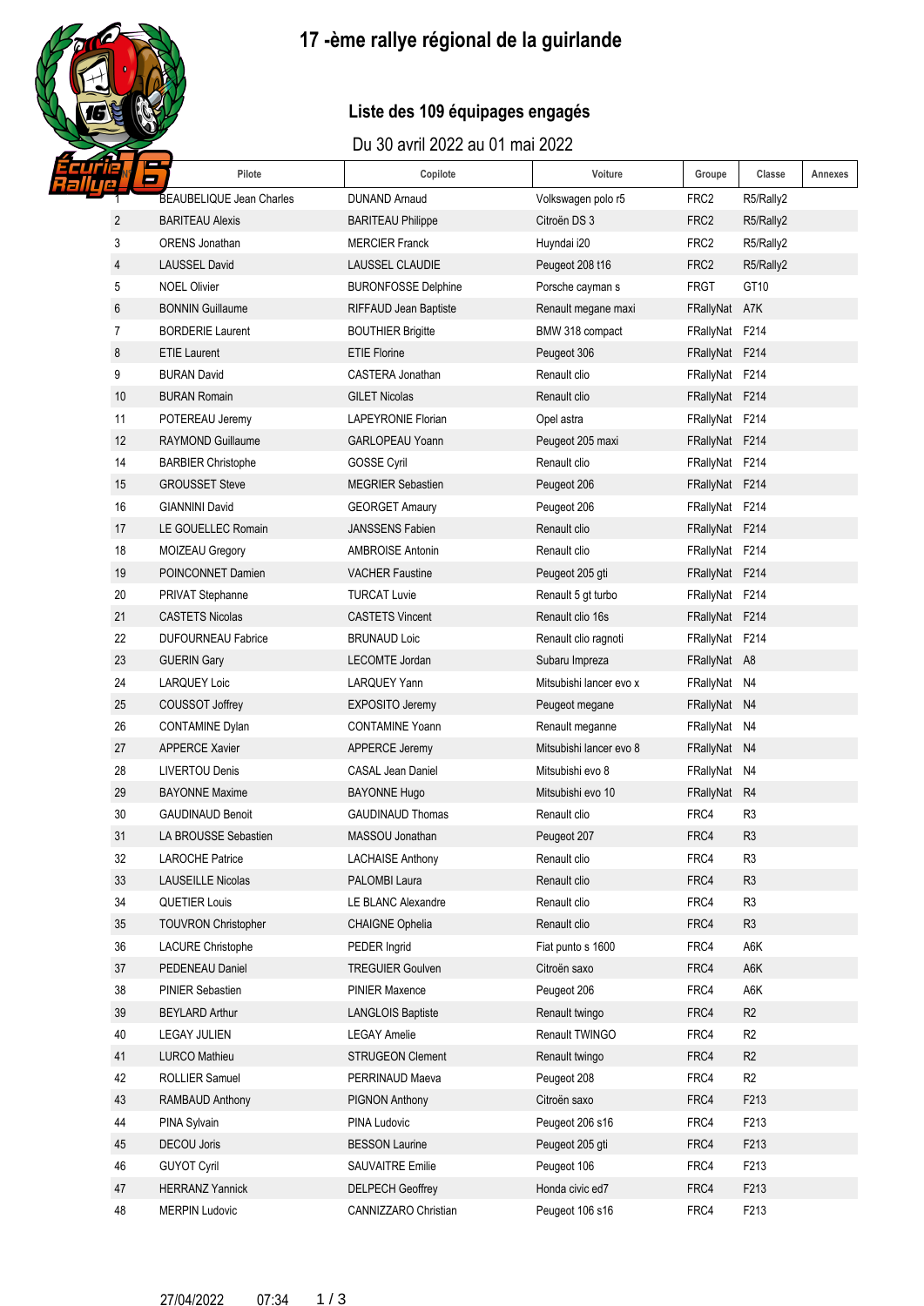# 17 -ème rallye régional de la guirlande

## Liste des 109 équipages engagés

Du 30 avril 2022 au 01 mai 2022

| N° | Pilote | Copilote | Voiture | Groupe | Classe | Annexes |
|---|---|---|---|---|---|---|
| 1 | BEAUBELIQUE Jean Charles | DUNAND Arnaud | Volkswagen polo r5 | FRC2 | R5/Rally2 | |
| 2 | BARITEAU Alexis | BARITEAU Philippe | Citroën DS 3 | FRC2 | R5/Rally2 | |
| 3 | ORENS Jonathan | MERCIER Franck | Huyndai i20 | FRC2 | R5/Rally2 | |
| 4 | LAUSSEL David | LAUSSEL CLAUDIE | Peugeot 208 t16 | FRC2 | R5/Rally2 | |
| 5 | NOEL Olivier | BURONFOSSE Delphine | Porsche cayman s | FRGT | GT10 | |
| 6 | BONNIN Guillaume | RIFFAUD Jean Baptiste | Renault megane maxi | FRallyNat | A7K | |
| 7 | BORDERIE Laurent | BOUTHIER Brigitte | BMW 318 compact | FRallyNat | F214 | |
| 8 | ETIE Laurent | ETIE Florine | Peugeot 306 | FRallyNat | F214 | |
| 9 | BURAN David | CASTERA Jonathan | Renault clio | FRallyNat | F214 | |
| 10 | BURAN Romain | GILET Nicolas | Renault clio | FRallyNat | F214 | |
| 11 | POTEREAU Jeremy | LAPEYRONIE Florian | Opel astra | FRallyNat | F214 | |
| 12 | RAYMOND Guillaume | GARLOPEAU Yoann | Peugeot 205 maxi | FRallyNat | F214 | |
| 14 | BARBIER Christophe | GOSSE Cyril | Renault clio | FRallyNat | F214 | |
| 15 | GROUSSET Steve | MEGRIER Sebastien | Peugeot 206 | FRallyNat | F214 | |
| 16 | GIANNINI David | GEORGET Amaury | Peugeot 206 | FRallyNat | F214 | |
| 17 | LE GOUELLEC Romain | JANSSENS Fabien | Renault clio | FRallyNat | F214 | |
| 18 | MOIZEAU Gregory | AMBROISE Antonin | Renault clio | FRallyNat | F214 | |
| 19 | POINCONNET Damien | VACHER Faustine | Peugeot 205 gti | FRallyNat | F214 | |
| 20 | PRIVAT Stephanne | TURCAT Luvie | Renault 5 gt turbo | FRallyNat | F214 | |
| 21 | CASTETS Nicolas | CASTETS Vincent | Renault clio 16s | FRallyNat | F214 | |
| 22 | DUFOURNEAU Fabrice | BRUNAUD Loic | Renault clio ragnoti | FRallyNat | F214 | |
| 23 | GUERIN Gary | LECOMTE Jordan | Subaru Impreza | FRallyNat | A8 | |
| 24 | LARQUEY Loic | LARQUEY Yann | Mitsubishi lancer evo x | FRallyNat | N4 | |
| 25 | COUSSOT Joffrey | EXPOSITO Jeremy | Peugeot megane | FRallyNat | N4 | |
| 26 | CONTAMINE Dylan | CONTAMINE Yoann | Renault meganne | FRallyNat | N4 | |
| 27 | APPERCE Xavier | APPERCE Jeremy | Mitsubishi lancer evo 8 | FRallyNat | N4 | |
| 28 | LIVERTOU Denis | CASAL Jean Daniel | Mitsubishi evo 8 | FRallyNat | N4 | |
| 29 | BAYONNE Maxime | BAYONNE Hugo | Mitsubishi evo 10 | FRallyNat | R4 | |
| 30 | GAUDINAUD Benoit | GAUDINAUD Thomas | Renault clio | FRC4 | R3 | |
| 31 | LA BROUSSE Sebastien | MASSOU Jonathan | Peugeot 207 | FRC4 | R3 | |
| 32 | LAROCHE Patrice | LACHAISE Anthony | Renault clio | FRC4 | R3 | |
| 33 | LAUSEILLE Nicolas | PALOMBI Laura | Renault clio | FRC4 | R3 | |
| 34 | QUETIER Louis | LE BLANC Alexandre | Renault clio | FRC4 | R3 | |
| 35 | TOUVRON Christopher | CHAIGNE Ophelia | Renault clio | FRC4 | R3 | |
| 36 | LACURE Christophe | PEDER Ingrid | Fiat punto s 1600 | FRC4 | A6K | |
| 37 | PEDENEAU Daniel | TREGUIER Goulven | Citroën saxo | FRC4 | A6K | |
| 38 | PINIER Sebastien | PINIER Maxence | Peugeot 206 | FRC4 | A6K | |
| 39 | BEYLARD Arthur | LANGLOIS Baptiste | Renault twingo | FRC4 | R2 | |
| 40 | LEGAY JULIEN | LEGAY Amelie | Renault TWINGO | FRC4 | R2 | |
| 41 | LURCO Mathieu | STRUGEON Clement | Renault twingo | FRC4 | R2 | |
| 42 | ROLLIER Samuel | PERRINAUD Maeva | Peugeot 208 | FRC4 | R2 | |
| 43 | RAMBAUD Anthony | PIGNON Anthony | Citroën saxo | FRC4 | F213 | |
| 44 | PINA Sylvain | PINA Ludovic | Peugeot 206 s16 | FRC4 | F213 | |
| 45 | DECOU Joris | BESSON Laurine | Peugeot 205 gti | FRC4 | F213 | |
| 46 | GUYOT Cyril | SAUVAITRE Emilie | Peugeot 106 | FRC4 | F213 | |
| 47 | HERRANZ Yannick | DELPECH Geoffrey | Honda civic ed7 | FRC4 | F213 | |
| 48 | MERPIN Ludovic | CANNIZZARO Christian | Peugeot 106 s16 | FRC4 | F213 | |

27/04/2022 07:34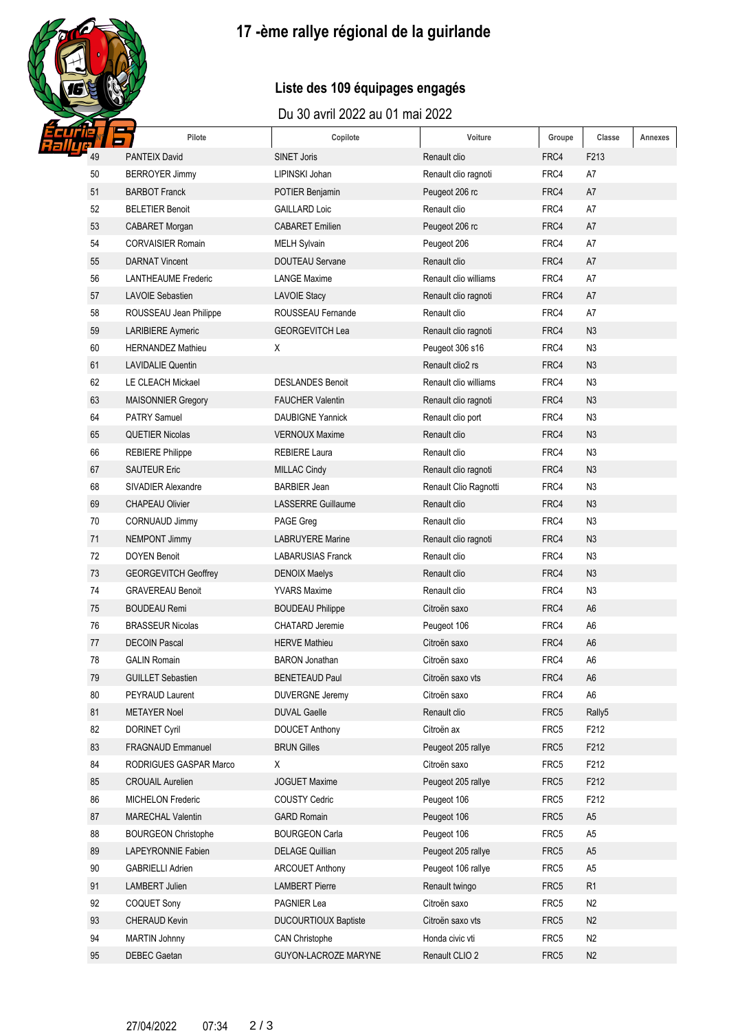# 17 -ème rallye régional de la guirlande

## Liste des 109 équipages engagés

Du 30 avril 2022 au 01 mai 2022

| N | Pilote | Copilote | Voiture | Groupe | Classe | Annexes |
|---|---|---|---|---|---|---|
| 49 | PANTEIX David | SINET Joris | Renault clio | FRC4 | F213 | |
| 50 | BERROYER Jimmy | LIPINSKI Johan | Renault clio ragnoti | FRC4 | A7 | |
| 51 | BARBOT Franck | POTIER Benjamin | Peugeot 206 rc | FRC4 | A7 | |
| 52 | BELETIER Benoit | GAILLARD Loic | Renault clio | FRC4 | A7 | |
| 53 | CABARET Morgan | CABARET Emilien | Peugeot 206 rc | FRC4 | A7 | |
| 54 | CORVAISIER Romain | MELH Sylvain | Peugeot 206 | FRC4 | A7 | |
| 55 | DARNAT Vincent | DOUTEAU Servane | Renault clio | FRC4 | A7 | |
| 56 | LANTHEAUME Frederic | LANGE Maxime | Renault clio williams | FRC4 | A7 | |
| 57 | LAVOIE Sebastien | LAVOIE Stacy | Renault clio ragnoti | FRC4 | A7 | |
| 58 | ROUSSEAU Jean Philippe | ROUSSEAU Fernande | Renault clio | FRC4 | A7 | |
| 59 | LARIBIERE Aymeric | GEORGEVITCH Lea | Renault clio ragnoti | FRC4 | N3 | |
| 60 | HERNANDEZ Mathieu | X | Peugeot 306 s16 | FRC4 | N3 | |
| 61 | LAVIDALIE Quentin | | Renault clio2 rs | FRC4 | N3 | |
| 62 | LE CLEACH Mickael | DESLANDES Benoit | Renault clio williams | FRC4 | N3 | |
| 63 | MAISONNIER Gregory | FAUCHER Valentin | Renault clio ragnoti | FRC4 | N3 | |
| 64 | PATRY Samuel | DAUBIGNE Yannick | Renault clio port | FRC4 | N3 | |
| 65 | QUETIER Nicolas | VERNOUX Maxime | Renault clio | FRC4 | N3 | |
| 66 | REBIERE Philippe | REBIERE Laura | Renault clio | FRC4 | N3 | |
| 67 | SAUTEUR Eric | MILLAC Cindy | Renault clio ragnoti | FRC4 | N3 | |
| 68 | SIVADIER Alexandre | BARBIER Jean | Renault Clio Ragnotti | FRC4 | N3 | |
| 69 | CHAPEAU Olivier | LASSERRE Guillaume | Renault clio | FRC4 | N3 | |
| 70 | CORNUAUD Jimmy | PAGE Greg | Renault clio | FRC4 | N3 | |
| 71 | NEMPONT Jimmy | LABRUYERE Marine | Renault clio ragnoti | FRC4 | N3 | |
| 72 | DOYEN Benoit | LABARUSIAS Franck | Renault clio | FRC4 | N3 | |
| 73 | GEORGEVITCH Geoffrey | DENOIX Maelys | Renault clio | FRC4 | N3 | |
| 74 | GRAVEREAU Benoit | YVARS Maxime | Renault clio | FRC4 | N3 | |
| 75 | BOUDEAU Remi | BOUDEAU Philippe | Citroën saxo | FRC4 | A6 | |
| 76 | BRASSEUR Nicolas | CHATARD Jeremie | Peugeot 106 | FRC4 | A6 | |
| 77 | DECOIN Pascal | HERVE Mathieu | Citroën saxo | FRC4 | A6 | |
| 78 | GALIN Romain | BARON Jonathan | Citroën saxo | FRC4 | A6 | |
| 79 | GUILLET Sebastien | BENETEAUD Paul | Citroën saxo vts | FRC4 | A6 | |
| 80 | PEYRAUD Laurent | DUVERGNE Jeremy | Citroën saxo | FRC4 | A6 | |
| 81 | METAYER Noel | DUVAL Gaelle | Renault clio | FRC5 | Rally5 | |
| 82 | DORINET Cyril | DOUCET Anthony | Citroën ax | FRC5 | F212 | |
| 83 | FRAGNAUD Emmanuel | BRUN Gilles | Peugeot 205 rallye | FRC5 | F212 | |
| 84 | RODRIGUES GASPAR Marco | X | Citroën saxo | FRC5 | F212 | |
| 85 | CROUAIL Aurelien | JOGUET Maxime | Peugeot 205 rallye | FRC5 | F212 | |
| 86 | MICHELON Frederic | COUSTY Cedric | Peugeot 106 | FRC5 | F212 | |
| 87 | MARECHAL Valentin | GARD Romain | Peugeot 106 | FRC5 | A5 | |
| 88 | BOURGEON Christophe | BOURGEON Carla | Peugeot 106 | FRC5 | A5 | |
| 89 | LAPEYRONNIE Fabien | DELAGE Quillian | Peugeot 205 rallye | FRC5 | A5 | |
| 90 | GABRIELLI Adrien | ARCOUET Anthony | Peugeot 106 rallye | FRC5 | A5 | |
| 91 | LAMBERT Julien | LAMBERT Pierre | Renault twingo | FRC5 | R1 | |
| 92 | COQUET Sony | PAGNIER Lea | Citroën saxo | FRC5 | N2 | |
| 93 | CHERAUD Kevin | DUCOURTIOUX Baptiste | Citroën saxo vts | FRC5 | N2 | |
| 94 | MARTIN Johnny | CAN Christophe | Honda civic vti | FRC5 | N2 | |
| 95 | DEBEC Gaetan | GUYON-LACROZE MARYNE | Renault CLIO 2 | FRC5 | N2 | |

27/04/2022 07:34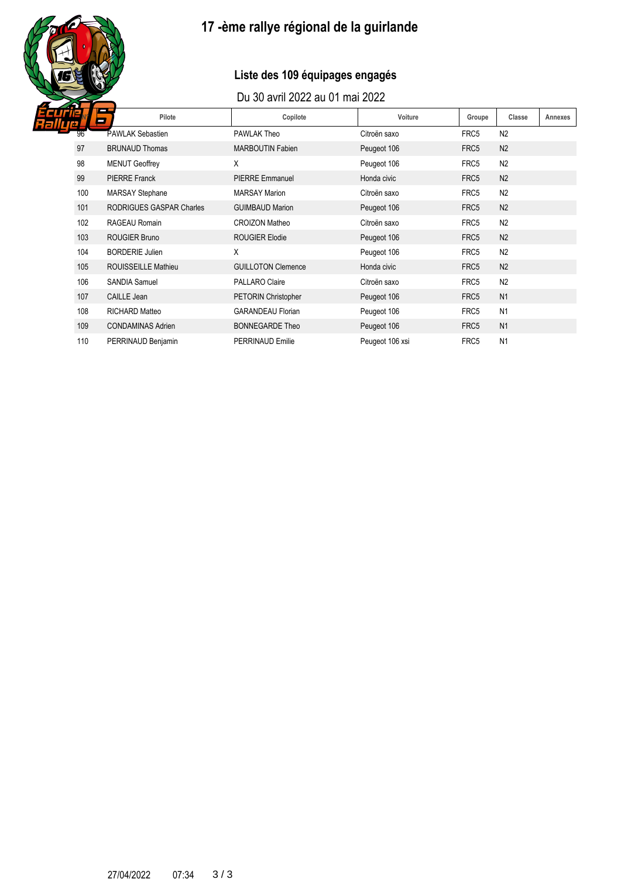# 17 -ème rallye régional de la guirlande

## Liste des 109 équipages engagés

Du 30 avril 2022 au 01 mai 2022

| N° | Pilote | Copilote | Voiture | Groupe | Classe | Annexes |
|---|---|---|---|---|---|---|
| 96 | PAWLAK Sebastien | PAWLAK Theo | Citroën saxo | FRC5 | N2 | |
| 97 | BRUNAUD Thomas | MARBOUTIN Fabien | Peugeot 106 | FRC5 | N2 | |
| 98 | MENUT Geoffrey | X | Peugeot 106 | FRC5 | N2 | |
| 99 | PIERRE Franck | PIERRE Emmanuel | Honda civic | FRC5 | N2 | |
| 100 | MARSAY Stephane | MARSAY Marion | Citroën saxo | FRC5 | N2 | |
| 101 | RODRIGUES GASPAR Charles | GUIMBAUD Marion | Peugeot 106 | FRC5 | N2 | |
| 102 | RAGEAU Romain | CROIZON Matheo | Citroën saxo | FRC5 | N2 | |
| 103 | ROUGIER Bruno | ROUGIER Elodie | Peugeot 106 | FRC5 | N2 | |
| 104 | BORDERIE Julien | X | Peugeot 106 | FRC5 | N2 | |
| 105 | ROUISSEILLE Mathieu | GUILLOTON Clemence | Honda civic | FRC5 | N2 | |
| 106 | SANDIA Samuel | PALLARO Claire | Citroën saxo | FRC5 | N2 | |
| 107 | CAILLE Jean | PETORIN Christopher | Peugeot 106 | FRC5 | N1 | |
| 108 | RICHARD Matteo | GARANDEAU Florian | Peugeot 106 | FRC5 | N1 | |
| 109 | CONDAMINAS Adrien | BONNEGARDE Theo | Peugeot 106 | FRC5 | N1 | |
| 110 | PERRINAUD Benjamin | PERRINAUD Emilie | Peugeot 106 xsi | FRC5 | N1 | |

27/04/2022 07:34